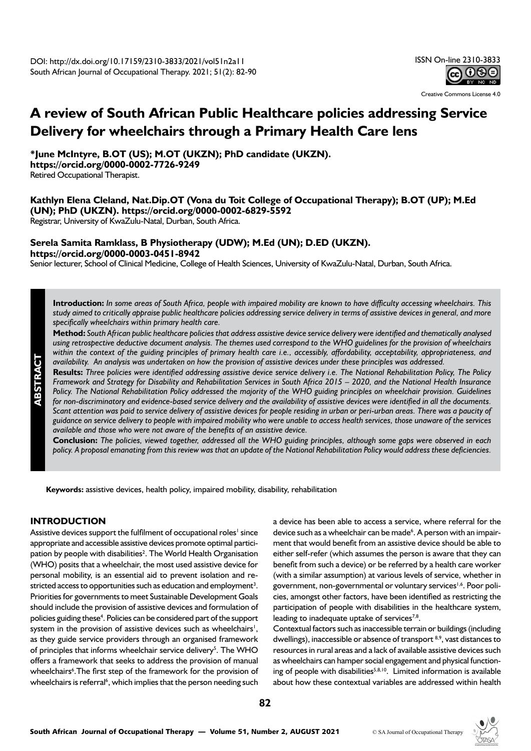DOI: http://dx.doi.org/10.17159/2310-3833/2021/vol51n2a11
South African Journal of Occupational Therapy. 2021; 51(2): 82-90

ISSN On-line 2310-3833

Creative Commons License 4.0

# A review of South African Public Healthcare policies addressing Service Delivery for wheelchairs through a Primary Health Care lens

**\*June McIntyre, B.OT (US); M.OT (UKZN); PhD candidate (UKZN).**
**https://orcid.org/0000-0002-7726-9249**
Retired Occupational Therapist.

**Kathlyn Elena Cleland, Nat.Dip.OT (Vona du Toit College of Occupational Therapy); B.OT (UP); M.Ed (UN); PhD (UKZN). https://orcid.org/0000-0002-6829-5592**
Registrar, University of KwaZulu-Natal, Durban, South Africa.

**Serela Samita Ramklass, B Physiotherapy (UDW); M.Ed (UN); D.ED (UKZN).**
**https://orcid.org/0000-0003-0451-8942**
Senior lecturer, School of Clinical Medicine, College of Health Sciences, University of KwaZulu-Natal, Durban, South Africa.

## ABSTRACT

**Introduction:** *In some areas of South Africa, people with impaired mobility are known to have difficulty accessing wheelchairs. This study aimed to critically appraise public healthcare policies addressing service delivery in terms of assistive devices in general, and more specifically wheelchairs within primary health care.*

**Method:** *South African public healthcare policies that address assistive device service delivery were identified and thematically analysed using retrospective deductive document analysis. The themes used correspond to the WHO guidelines for the provision of wheelchairs within the context of the guiding principles of primary health care i.e., accessibly, affordability, acceptability, appropriateness, and availability. An analysis was undertaken on how the provision of assistive devices under these principles was addressed.*

**Results:** *Three policies were identified addressing assistive device service delivery i.e. The National Rehabilitation Policy, The Policy Framework and Strategy for Disability and Rehabilitation Services in South Africa 2015 – 2020, and the National Health Insurance Policy. The National Rehabilitation Policy addressed the majority of the WHO guiding principles on wheelchair provision. Guidelines for non-discriminatory and evidence-based service delivery and the availability of assistive devices were identified in all the documents. Scant attention was paid to service delivery of assistive devices for people residing in urban or peri-urban areas. There was a paucity of guidance on service delivery to people with impaired mobility who were unable to access health services, those unaware of the services available and those who were not aware of the benefits of an assistive device.*

**Conclusion:** *The policies, viewed together, addressed all the WHO guiding principles, although some gaps were observed in each policy. A proposal emanating from this review was that an update of the National Rehabilitation Policy would address these deficiencies.*

**Keywords:** assistive devices, health policy, impaired mobility, disability, rehabilitation

## INTRODUCTION

Assistive devices support the fulfilment of occupational roles[1] since appropriate and accessible assistive devices promote optimal participation by people with disabilities[2]. The World Health Organisation (WHO) posits that a wheelchair, the most used assistive device for personal mobility, is an essential aid to prevent isolation and restricted access to opportunities such as education and employment[3]. Priorities for governments to meet Sustainable Development Goals should include the provision of assistive devices and formulation of policies guiding these[4]. Policies can be considered part of the support system in the provision of assistive devices such as wheelchairs[1], as they guide service providers through an organised framework of principles that informs wheelchair service delivery[5]. The WHO offers a framework that seeks to address the provision of manual wheelchairs[6]. The first step of the framework for the provision of wheelchairs is referral[6], which implies that the person needing such a device has been able to access a service, where referral for the device such as a wheelchair can be made[6]. A person with an impairment that would benefit from an assistive device should be able to either self-refer (which assumes the person is aware that they can benefit from such a device) or be referred by a health care worker (with a similar assumption) at various levels of service, whether in government, non-governmental or voluntary services[1,6]. Poor policies, amongst other factors, have been identified as restricting the participation of people with disabilities in the healthcare system, leading to inadequate uptake of services[7,8].

Contextual factors such as inaccessible terrain or buildings (including dwellings), inaccessible or absence of transport [8,9], vast distances to resources in rural areas and a lack of available assistive devices such as wheelchairs can hamper social engagement and physical functioning of people with disabilities[5,8,10]. Limited information is available about how these contextual variables are addressed within health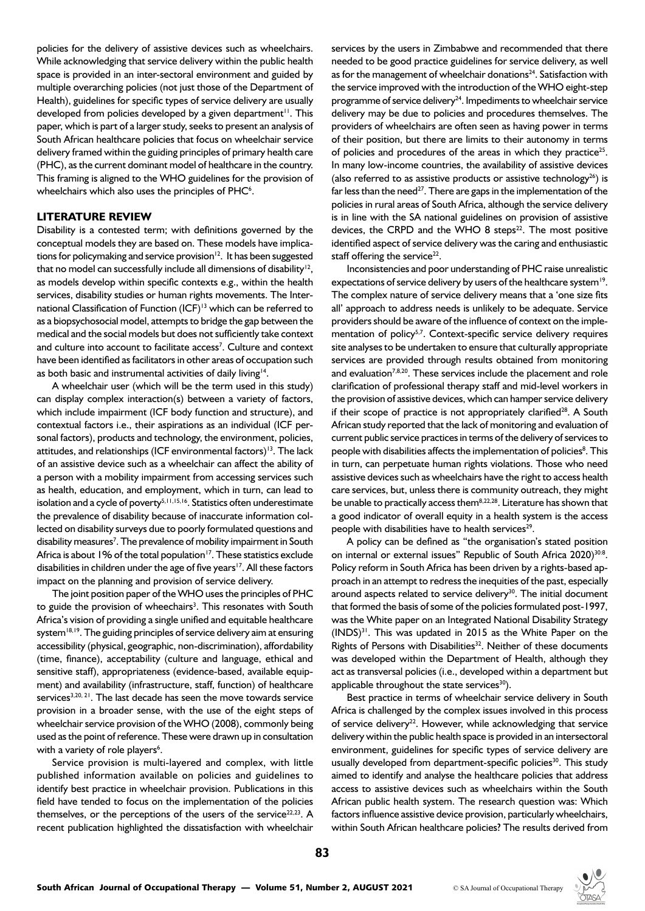policies for the delivery of assistive devices such as wheelchairs. While acknowledging that service delivery within the public health space is provided in an inter-sectoral environment and guided by multiple overarching policies (not just those of the Department of Health), guidelines for specific types of service delivery are usually developed from policies developed by a given department[11]. This paper, which is part of a larger study, seeks to present an analysis of South African healthcare policies that focus on wheelchair service delivery framed within the guiding principles of primary health care (PHC), as the current dominant model of healthcare in the country. This framing is aligned to the WHO guidelines for the provision of wheelchairs which also uses the principles of PHC[6].

## LITERATURE REVIEW

Disability is a contested term; with definitions governed by the conceptual models they are based on. These models have implications for policymaking and service provision[12]. It has been suggested that no model can successfully include all dimensions of disability[12], as models develop within specific contexts e.g., within the health services, disability studies or human rights movements. The International Classification of Function (ICF)[13] which can be referred to as a biopsychosocial model, attempts to bridge the gap between the medical and the social models but does not sufficiently take context and culture into account to facilitate access[7]. Culture and context have been identified as facilitators in other areas of occupation such as both basic and instrumental activities of daily living[14].

A wheelchair user (which will be the term used in this study) can display complex interaction(s) between a variety of factors, which include impairment (ICF body function and structure), and contextual factors i.e., their aspirations as an individual (ICF personal factors), products and technology, the environment, policies, attitudes, and relationships (ICF environmental factors)[13]. The lack of an assistive device such as a wheelchair can affect the ability of a person with a mobility impairment from accessing services such as health, education, and employment, which in turn, can lead to isolation and a cycle of poverty[5,11,15,16]. Statistics often underestimate the prevalence of disability because of inaccurate information collected on disability surveys due to poorly formulated questions and disability measures[7]. The prevalence of mobility impairment in South Africa is about 1% of the total population[17]. These statistics exclude disabilities in children under the age of five years[17]. All these factors impact on the planning and provision of service delivery.

The joint position paper of the WHO uses the principles of PHC to guide the provision of wheechairs[3]. This resonates with South Africa's vision of providing a single unified and equitable healthcare system[18,19]. The guiding principles of service delivery aim at ensuring accessibility (physical, geographic, non-discrimination), affordability (time, finance), acceptability (culture and language, ethical and sensitive staff), appropriateness (evidence-based, available equipment) and availability (infrastructure, staff, function) of healthcare services[3,20,21]. The last decade has seen the move towards service provision in a broader sense, with the use of the eight steps of wheelchair service provision of the WHO (2008), commonly being used as the point of reference. These were drawn up in consultation with a variety of role players[6].

Service provision is multi-layered and complex, with little published information available on policies and guidelines to identify best practice in wheelchair provision. Publications in this field have tended to focus on the implementation of the policies themselves, or the perceptions of the users of the service[22,23]. A recent publication highlighted the dissatisfaction with wheelchair services by the users in Zimbabwe and recommended that there needed to be good practice guidelines for service delivery, as well as for the management of wheelchair donations[24]. Satisfaction with the service improved with the introduction of the WHO eight-step programme of service delivery[24]. Impediments to wheelchair service delivery may be due to policies and procedures themselves. The providers of wheelchairs are often seen as having power in terms of their position, but there are limits to their autonomy in terms of policies and procedures of the areas in which they practice[25]. In many low-income countries, the availability of assistive devices (also referred to as assistive products or assistive technology[26]) is far less than the need[27]. There are gaps in the implementation of the policies in rural areas of South Africa, although the service delivery is in line with the SA national guidelines on provision of assistive devices, the CRPD and the WHO 8 steps[22]. The most positive identified aspect of service delivery was the caring and enthusiastic staff offering the service[22].

Inconsistencies and poor understanding of PHC raise unrealistic expectations of service delivery by users of the healthcare system[19]. The complex nature of service delivery means that a 'one size fits all' approach to address needs is unlikely to be adequate. Service providers should be aware of the influence of context on the implementation of policy[5,7]. Context-specific service delivery requires site analyses to be undertaken to ensure that culturally appropriate services are provided through results obtained from monitoring and evaluation[7,8,20]. These services include the placement and role clarification of professional therapy staff and mid-level workers in the provision of assistive devices, which can hamper service delivery if their scope of practice is not appropriately clarified[28]. A South African study reported that the lack of monitoring and evaluation of current public service practices in terms of the delivery of services to people with disabilities affects the implementation of policies[8]. This in turn, can perpetuate human rights violations. Those who need assistive devices such as wheelchairs have the right to access health care services, but, unless there is community outreach, they might be unable to practically access them[8,22,28]. Literature has shown that a good indicator of overall equity in a health system is the access people with disabilities have to health services[29].

A policy can be defined as "the organisation's stated position on internal or external issues" Republic of South Africa 2020)[30:8]. Policy reform in South Africa has been driven by a rights-based approach in an attempt to redress the inequities of the past, especially around aspects related to service delivery[30]. The initial document that formed the basis of some of the policies formulated post-1997, was the White paper on an Integrated National Disability Strategy (INDS)[31]. This was updated in 2015 as the White Paper on the Rights of Persons with Disabilities[32]. Neither of these documents was developed within the Department of Health, although they act as transversal policies (i.e., developed within a department but applicable throughout the state services[30]).

Best practice in terms of wheelchair service delivery in South Africa is challenged by the complex issues involved in this process of service delivery[22]. However, while acknowledging that service delivery within the public health space is provided in an intersectoral environment, guidelines for specific types of service delivery are usually developed from department-specific policies[30]. This study aimed to identify and analyse the healthcare policies that address access to assistive devices such as wheelchairs within the South African public health system. The research question was: Which factors influence assistive device provision, particularly wheelchairs, within South African healthcare policies? The results derived from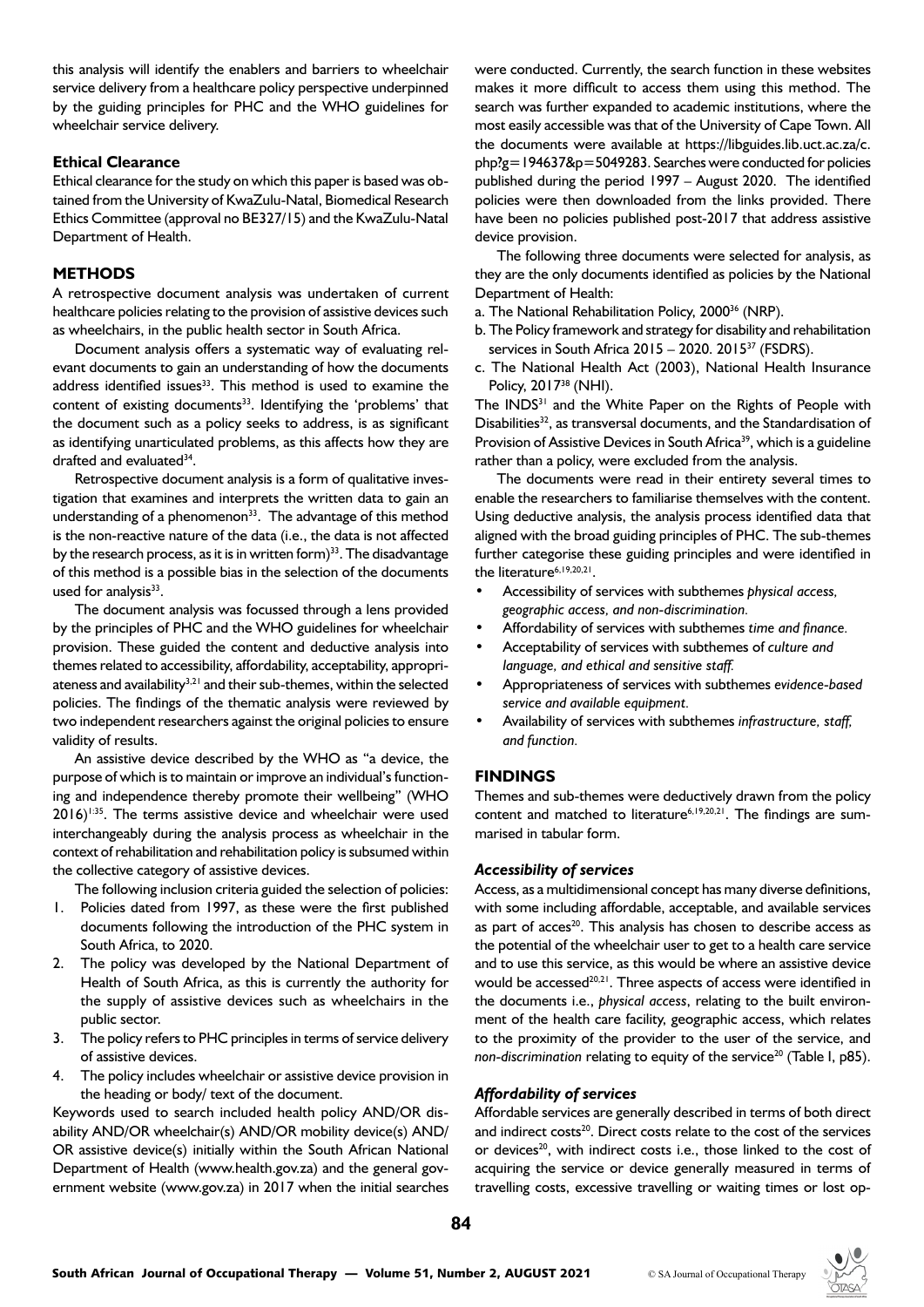this analysis will identify the enablers and barriers to wheelchair service delivery from a healthcare policy perspective underpinned by the guiding principles for PHC and the WHO guidelines for wheelchair service delivery.

### Ethical Clearance

Ethical clearance for the study on which this paper is based was obtained from the University of KwaZulu-Natal, Biomedical Research Ethics Committee (approval no BE327/15) and the KwaZulu-Natal Department of Health.

## METHODS

A retrospective document analysis was undertaken of current healthcare policies relating to the provision of assistive devices such as wheelchairs, in the public health sector in South Africa.

Document analysis offers a systematic way of evaluating relevant documents to gain an understanding of how the documents address identified issues[33]. This method is used to examine the content of existing documents[33]. Identifying the 'problems' that the document such as a policy seeks to address, is as significant as identifying unarticulated problems, as this affects how they are drafted and evaluated[34].

Retrospective document analysis is a form of qualitative investigation that examines and interprets the written data to gain an understanding of a phenomenon[33]. The advantage of this method is the non-reactive nature of the data (i.e., the data is not affected by the research process, as it is in written form)[33]. The disadvantage of this method is a possible bias in the selection of the documents used for analysis[33].

The document analysis was focussed through a lens provided by the principles of PHC and the WHO guidelines for wheelchair provision. These guided the content and deductive analysis into themes related to accessibility, affordability, acceptability, appropriateness and availability[3,21] and their sub-themes, within the selected policies. The findings of the thematic analysis were reviewed by two independent researchers against the original policies to ensure validity of results.

An assistive device described by the WHO as "a device, the purpose of which is to maintain or improve an individual's functioning and independence thereby promote their wellbeing" (WHO 2016)[1:35]. The terms assistive device and wheelchair were used interchangeably during the analysis process as wheelchair in the context of rehabilitation and rehabilitation policy is subsumed within the collective category of assistive devices.

The following inclusion criteria guided the selection of policies:

1. Policies dated from 1997, as these were the first published documents following the introduction of the PHC system in South Africa, to 2020.
2. The policy was developed by the National Department of Health of South Africa, as this is currently the authority for the supply of assistive devices such as wheelchairs in the public sector.
3. The policy refers to PHC principles in terms of service delivery of assistive devices.
4. The policy includes wheelchair or assistive device provision in the heading or body/ text of the document.

Keywords used to search included health policy AND/OR disability AND/OR wheelchair(s) AND/OR mobility device(s) AND/OR assistive device(s) initially within the South African National Department of Health (www.health.gov.za) and the general government website (www.gov.za) in 2017 when the initial searches were conducted. Currently, the search function in these websites makes it more difficult to access them using this method. The search was further expanded to academic institutions, where the most easily accessible was that of the University of Cape Town. All the documents were available at https://libguides.lib.uct.ac.za/c.php?g=194637&p=5049283. Searches were conducted for policies published during the period 1997 – August 2020. The identified policies were then downloaded from the links provided. There have been no policies published post-2017 that address assistive device provision.

The following three documents were selected for analysis, as they are the only documents identified as policies by the National Department of Health:

a. The National Rehabilitation Policy, 2000[36] (NRP).
b. The Policy framework and strategy for disability and rehabilitation services in South Africa 2015 – 2020. 2015[37] (FSDRS).
c. The National Health Act (2003), National Health Insurance Policy, 2017[38] (NHI).

The INDS[31] and the White Paper on the Rights of People with Disabilities[32], as transversal documents, and the Standardisation of Provision of Assistive Devices in South Africa[39], which is a guideline rather than a policy, were excluded from the analysis.

The documents were read in their entirety several times to enable the researchers to familiarise themselves with the content. Using deductive analysis, the analysis process identified data that aligned with the broad guiding principles of PHC. The sub-themes further categorise these guiding principles and were identified in the literature[6,19,20,21].

- Accessibility of services with subthemes *physical access, geographic access, and non-discrimination.*
- Affordability of services with subthemes *time and finance.*
- Acceptability of services with subthemes of *culture and language, and ethical and sensitive staff.*
- Appropriateness of services with subthemes *evidence-based service and available equipment.*
- Availability of services with subthemes *infrastructure, staff, and function.*

## FINDINGS

Themes and sub-themes were deductively drawn from the policy content and matched to literature[6,19,20,21]. The findings are summarised in tabular form.

### *Accessibility of services*

Access, as a multidimensional concept has many diverse definitions, with some including affordable, acceptable, and available services as part of acces[20]. This analysis has chosen to describe access as the potential of the wheelchair user to get to a health care service and to use this service, as this would be where an assistive device would be accessed[20,21]. Three aspects of access were identified in the documents i.e., *physical access*, relating to the built environment of the health care facility, geographic access, which relates to the proximity of the provider to the user of the service, and *non-discrimination* relating to equity of the service[20] (Table I, p85).

### *Affordability of services*

Affordable services are generally described in terms of both direct and indirect costs[20]. Direct costs relate to the cost of the services or devices[20], with indirect costs i.e., those linked to the cost of acquiring the service or device generally measured in terms of travelling costs, excessive travelling or waiting times or lost op-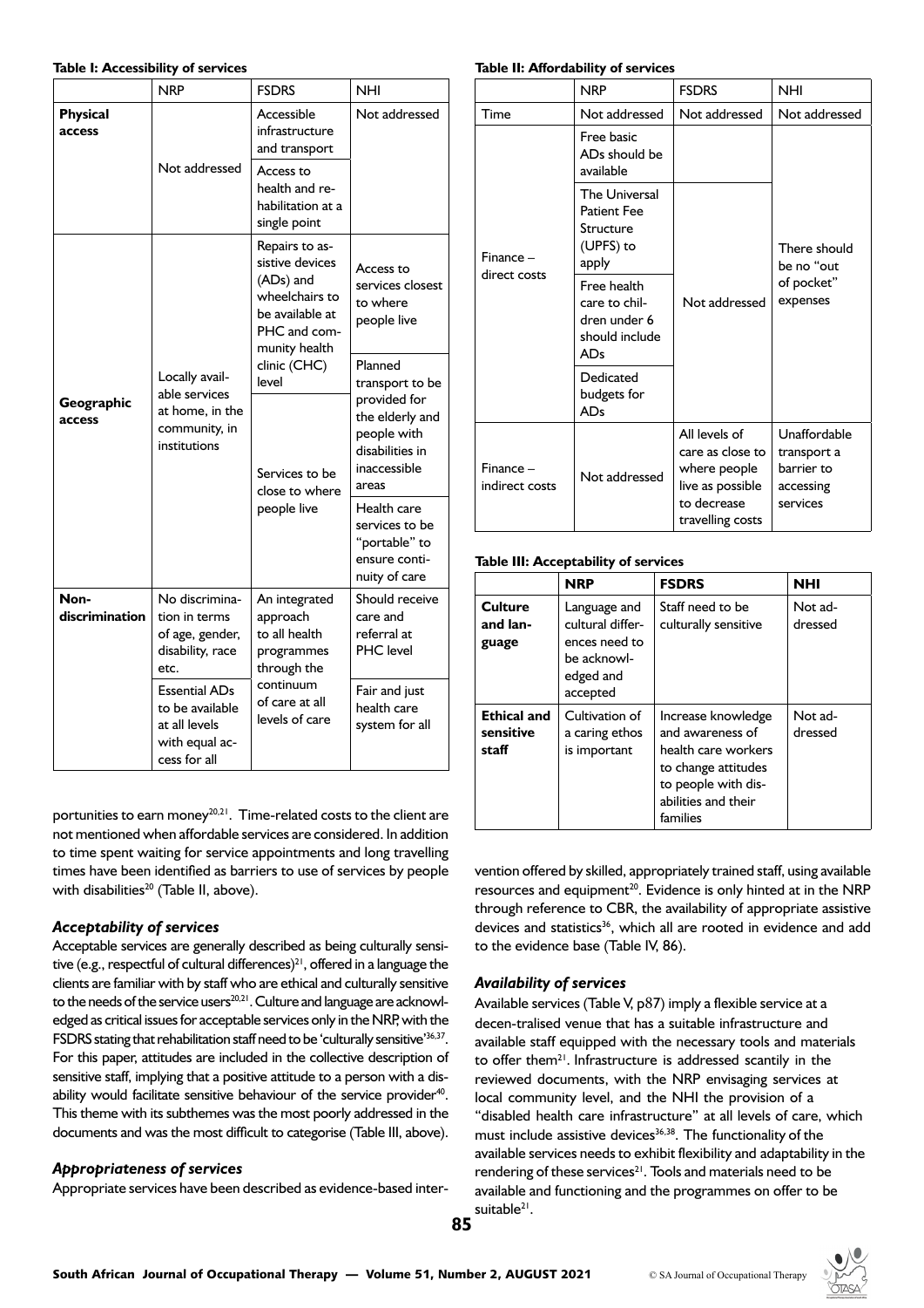**Table I: Accessibility of services**

| | NRP | FSDRS | NHI |
|---|---|---|---|
| **Physical access** | Not addressed | Accessible infrastructure and transport | Not addressed |
| | | Access to health and rehabilitation at a single point | |
| **Geographic access** | Locally available services at home, in the community, in institutions | Repairs to assistive devices (ADs) and wheelchairs to be available at PHC and community health clinic (CHC) level | Access to services closest to where people live |
| | | | Planned transport to be provided for the elderly and people with disabilities in inaccessible areas |
| | | Services to be close to where people live | |
| | | | Health care services to be "portable" to ensure continuity of care |
| **Non-discrimination** | No discrimination in terms of age, gender, disability, race etc. | An integrated approach to all health programmes through the continuum of care at all levels of care | Should receive care and referral at PHC level |
| | Essential ADs to be available at all levels with equal access for all | | Fair and just health care system for all |

portunities to earn money[20,21]. Time-related costs to the client are not mentioned when affordable services are considered. In addition to time spent waiting for service appointments and long travelling times have been identified as barriers to use of services by people with disabilities[20] (Table II, above).

### *Acceptability of services*

Acceptable services are generally described as being culturally sensitive (e.g., respectful of cultural differences)[21], offered in a language the clients are familiar with by staff who are ethical and culturally sensitive to the needs of the service users[20,21]. Culture and language are acknowledged as critical issues for acceptable services only in the NRP, with the FSDRS stating that rehabilitation staff need to be 'culturally sensitive'[36,37]. For this paper, attitudes are included in the collective description of sensitive staff, implying that a positive attitude to a person with a disability would facilitate sensitive behaviour of the service provider[40]. This theme with its subthemes was the most poorly addressed in the documents and was the most difficult to categorise (Table III, above).

### *Appropriateness of services*

Appropriate services have been described as evidence-based intervention offered by skilled, appropriately trained staff, using available resources and equipment[20]. Evidence is only hinted at in the NRP through reference to CBR, the availability of appropriate assistive devices and statistics[36], which all are rooted in evidence and add to the evidence base (Table IV, 86).

**Table II: Affordability of services**

| | NRP | FSDRS | NHI |
|---|---|---|---|
| Time | Not addressed | Not addressed | Not addressed |
| Finance – direct costs | Free basic ADs should be available | | There should be no "out of pocket" expenses |
| | The Universal Patient Fee Structure (UPFS) to apply | Not addressed | |
| | Free health care to children under 6 should include ADs | | |
| | Dedicated budgets for ADs | | |
| Finance – indirect costs | Not addressed | All levels of care as close to where people live as possible to decrease travelling costs | Unaffordable transport a barrier to accessing services |

**Table III: Acceptability of services**

| | **NRP** | **FSDRS** | **NHI** |
|---|---|---|---|
| **Culture and language** | Language and cultural differences need to be acknowledged and accepted | Staff need to be culturally sensitive | Not addressed |
| **Ethical and sensitive staff** | Cultivation of a caring ethos is important | Increase knowledge and awareness of health care workers to change attitudes to people with disabilities and their families | Not addressed |

### *Availability of services*

Available services (Table V, p87) imply a flexible service at a decen-tralised venue that has a suitable infrastructure and available staff equipped with the necessary tools and materials to offer them[21]. Infrastructure is addressed scantily in the reviewed documents, with the NRP envisaging services at local community level, and the NHI the provision of a "disabled health care infrastructure" at all levels of care, which must include assistive devices[36,38]. The functionality of the available services needs to exhibit flexibility and adaptability in the rendering of these services[21]. Tools and materials need to be available and functioning and the programmes on offer to be suitable[21].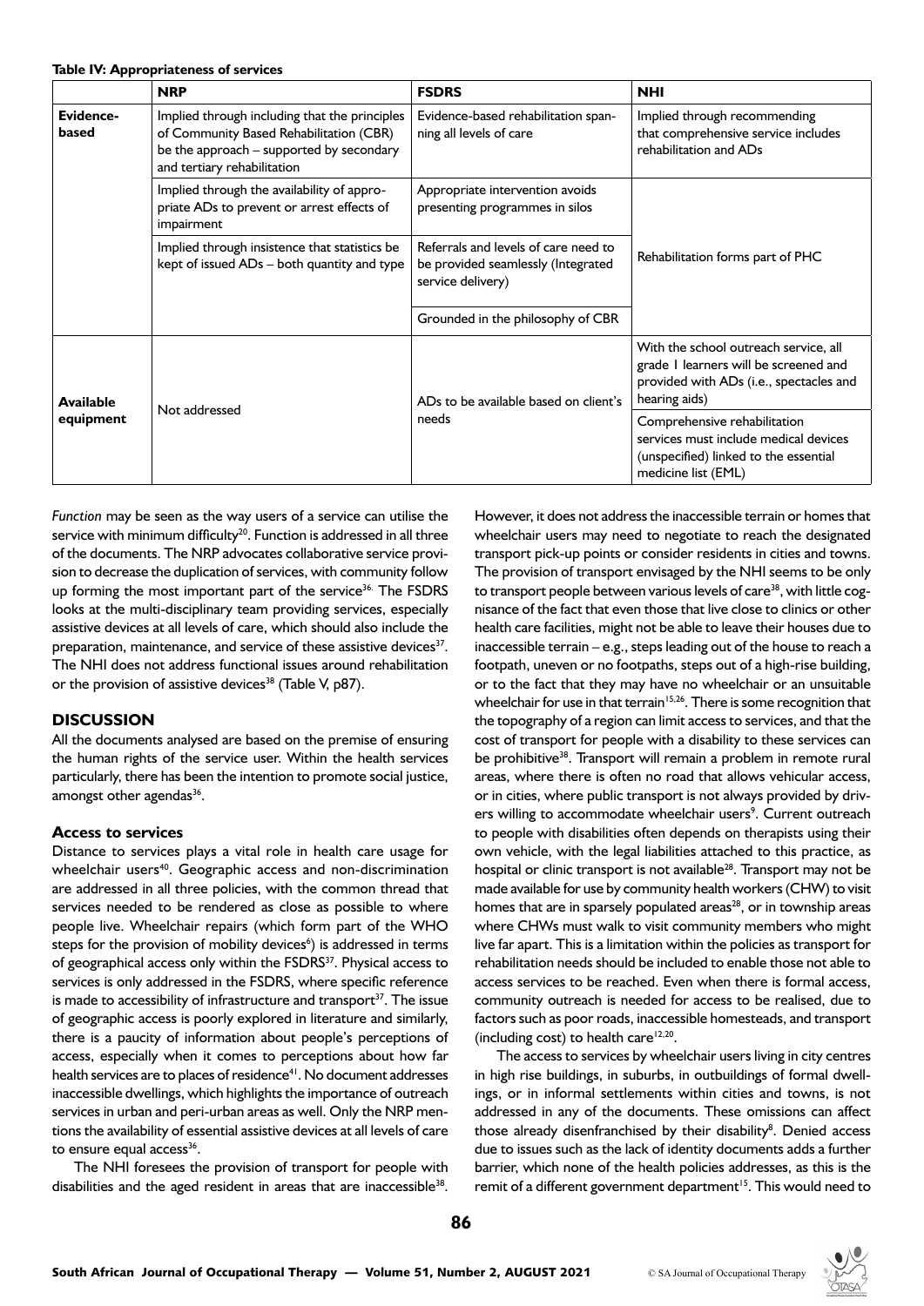**Table IV: Appropriateness of services**

| | NRP | FSDRS | NHI |
|---|---|---|---|
| **Evidence-based** | Implied through including that the principles of Community Based Rehabilitation (CBR) be the approach – supported by secondary and tertiary rehabilitation | Evidence-based rehabilitation spanning all levels of care | Implied through recommending that comprehensive service includes rehabilitation and ADs |
| | Implied through the availability of appropriate ADs to prevent or arrest effects of impairment | Appropriate intervention avoids presenting programmes in silos | Rehabilitation forms part of PHC |
| | Implied through insistence that statistics be kept of issued ADs – both quantity and type | Referrals and levels of care need to be provided seamlessly (Integrated service delivery) | |
| | | Grounded in the philosophy of CBR | |
| **Available equipment** | Not addressed | ADs to be available based on client's needs | With the school outreach service, all grade 1 learners will be screened and provided with ADs (i.e., spectacles and hearing aids) |
| | | | Comprehensive rehabilitation services must include medical devices (unspecified) linked to the essential medicine list (EML) |

*Function* may be seen as the way users of a service can utilise the service with minimum difficulty[20]. Function is addressed in all three of the documents. The NRP advocates collaborative service provision to decrease the duplication of services, with community follow up forming the most important part of the service[36]. The FSDRS looks at the multi-disciplinary team providing services, especially assistive devices at all levels of care, which should also include the preparation, maintenance, and service of these assistive devices[37]. The NHI does not address functional issues around rehabilitation or the provision of assistive devices[38] (Table V, p87).

## DISCUSSION

All the documents analysed are based on the premise of ensuring the human rights of the service user. Within the health services particularly, there has been the intention to promote social justice, amongst other agendas[36].

### Access to services

Distance to services plays a vital role in health care usage for wheelchair users[40]. Geographic access and non-discrimination are addressed in all three policies, with the common thread that services needed to be rendered as close as possible to where people live. Wheelchair repairs (which form part of the WHO steps for the provision of mobility devices[6]) is addressed in terms of geographical access only within the FSDRS[37]. Physical access to services is only addressed in the FSDRS, where specific reference is made to accessibility of infrastructure and transport[37]. The issue of geographic access is poorly explored in literature and similarly, there is a paucity of information about people's perceptions of access, especially when it comes to perceptions about how far health services are to places of residence[41]. No document addresses inaccessible dwellings, which highlights the importance of outreach services in urban and peri-urban areas as well. Only the NRP mentions the availability of essential assistive devices at all levels of care to ensure equal access[36].

The NHI foresees the provision of transport for people with disabilities and the aged resident in areas that are inaccessible[38]. However, it does not address the inaccessible terrain or homes that wheelchair users may need to negotiate to reach the designated transport pick-up points or consider residents in cities and towns. The provision of transport envisaged by the NHI seems to be only to transport people between various levels of care[38], with little cognisance of the fact that even those that live close to clinics or other health care facilities, might not be able to leave their houses due to inaccessible terrain – e.g., steps leading out of the house to reach a footpath, uneven or no footpaths, steps out of a high-rise building, or to the fact that they may have no wheelchair or an unsuitable wheelchair for use in that terrain[15,26]. There is some recognition that the topography of a region can limit access to services, and that the cost of transport for people with a disability to these services can be prohibitive[38]. Transport will remain a problem in remote rural areas, where there is often no road that allows vehicular access, or in cities, where public transport is not always provided by drivers willing to accommodate wheelchair users[9]. Current outreach to people with disabilities often depends on therapists using their own vehicle, with the legal liabilities attached to this practice, as hospital or clinic transport is not available[28]. Transport may not be made available for use by community health workers (CHW) to visit homes that are in sparsely populated areas[28], or in township areas where CHWs must walk to visit community members who might live far apart. This is a limitation within the policies as transport for rehabilitation needs should be included to enable those not able to access services to be reached. Even when there is formal access, community outreach is needed for access to be realised, due to factors such as poor roads, inaccessible homesteads, and transport (including cost) to health care[12,20].

The access to services by wheelchair users living in city centres in high rise buildings, in suburbs, in outbuildings of formal dwellings, or in informal settlements within cities and towns, is not addressed in any of the documents. These omissions can affect those already disenfranchised by their disability[8]. Denied access due to issues such as the lack of identity documents adds a further barrier, which none of the health policies addresses, as this is the remit of a different government department[15]. This would need to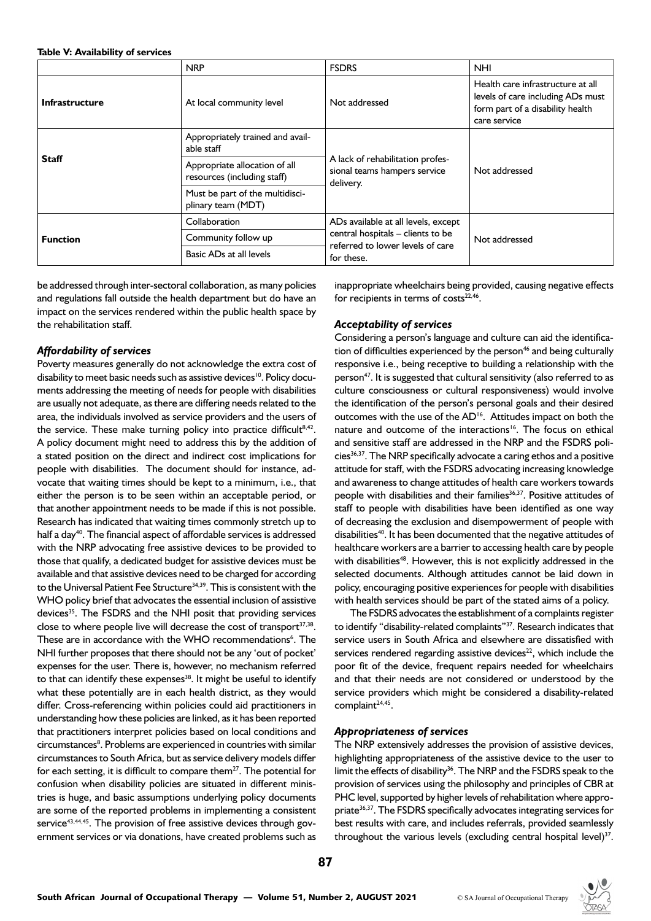**Table V: Availability of services**

| | NRP | FSDRS | NHI |
|---|---|---|---|
| **Infrastructure** | At local community level | Not addressed | Health care infrastructure at all levels of care including ADs must form part of a disability health care service |
| **Staff** | Appropriately trained and available staff | A lack of rehabilitation professional teams hampers service delivery. | Not addressed |
| | Appropriate allocation of all resources (including staff) | | |
| | Must be part of the multidisciplinary team (MDT) | | |
| **Function** | Collaboration | ADs available at all levels, except central hospitals – clients to be referred to lower levels of care for these. | Not addressed |
| | Community follow up | | |
| | Basic ADs at all levels | | |

be addressed through inter-sectoral collaboration, as many policies and regulations fall outside the health department but do have an impact on the services rendered within the public health space by the rehabilitation staff.

### *Affordability of services*

Poverty measures generally do not acknowledge the extra cost of disability to meet basic needs such as assistive devices[10]. Policy documents addressing the meeting of needs for people with disabilities are usually not adequate, as there are differing needs related to the area, the individuals involved as service providers and the users of the service. These make turning policy into practice difficult[8,42]. A policy document might need to address this by the addition of a stated position on the direct and indirect cost implications for people with disabilities. The document should for instance, advocate that waiting times should be kept to a minimum, i.e., that either the person is to be seen within an acceptable period, or that another appointment needs to be made if this is not possible. Research has indicated that waiting times commonly stretch up to half a day[40]. The financial aspect of affordable services is addressed with the NRP advocating free assistive devices to be provided to those that qualify, a dedicated budget for assistive devices must be available and that assistive devices need to be charged for according to the Universal Patient Fee Structure[34,39]. This is consistent with the WHO policy brief that advocates the essential inclusion of assistive devices[35]. The FSDRS and the NHI posit that providing services close to where people live will decrease the cost of transport[37,38]. These are in accordance with the WHO recommendations[6]. The NHI further proposes that there should not be any 'out of pocket' expenses for the user. There is, however, no mechanism referred to that can identify these expenses[38]. It might be useful to identify what these potentially are in each health district, as they would differ. Cross-referencing within policies could aid practitioners in understanding how these policies are linked, as it has been reported that practitioners interpret policies based on local conditions and circumstances[8]. Problems are experienced in countries with similar circumstances to South Africa, but as service delivery models differ for each setting, it is difficult to compare them[27]. The potential for confusion when disability policies are situated in different ministries is huge, and basic assumptions underlying policy documents are some of the reported problems in implementing a consistent service[43,44,45]. The provision of free assistive devices through government services or via donations, have created problems such as inappropriate wheelchairs being provided, causing negative effects for recipients in terms of costs[22,46].

### *Acceptability of services*

Considering a person's language and culture can aid the identification of difficulties experienced by the person[46] and being culturally responsive i.e., being receptive to building a relationship with the person[47]. It is suggested that cultural sensitivity (also referred to as culture consciousness or cultural responsiveness) would involve the identification of the person's personal goals and their desired outcomes with the use of the AD[16]. Attitudes impact on both the nature and outcome of the interactions[16]. The focus on ethical and sensitive staff are addressed in the NRP and the FSDRS policies[36,37]. The NRP specifically advocate a caring ethos and a positive attitude for staff, with the FSDRS advocating increasing knowledge and awareness to change attitudes of health care workers towards people with disabilities and their families[36,37]. Positive attitudes of staff to people with disabilities have been identified as one way of decreasing the exclusion and disempowerment of people with disabilities[40]. It has been documented that the negative attitudes of healthcare workers are a barrier to accessing health care by people with disabilities[48]. However, this is not explicitly addressed in the selected documents. Although attitudes cannot be laid down in policy, encouraging positive experiences for people with disabilities with health services should be part of the stated aims of a policy.

The FSDRS advocates the establishment of a complaints register to identify "disability-related complaints"[37]. Research indicates that service users in South Africa and elsewhere are dissatisfied with services rendered regarding assistive devices[22], which include the poor fit of the device, frequent repairs needed for wheelchairs and that their needs are not considered or understood by the service providers which might be considered a disability-related complaint[24,45].

### *Appropriateness of services*

The NRP extensively addresses the provision of assistive devices, highlighting appropriateness of the assistive device to the user to limit the effects of disability[36]. The NRP and the FSDRS speak to the provision of services using the philosophy and principles of CBR at PHC level, supported by higher levels of rehabilitation where appropriate[36,37]. The FSDRS specifically advocates integrating services for best results with care, and includes referrals, provided seamlessly throughout the various levels (excluding central hospital level)[37].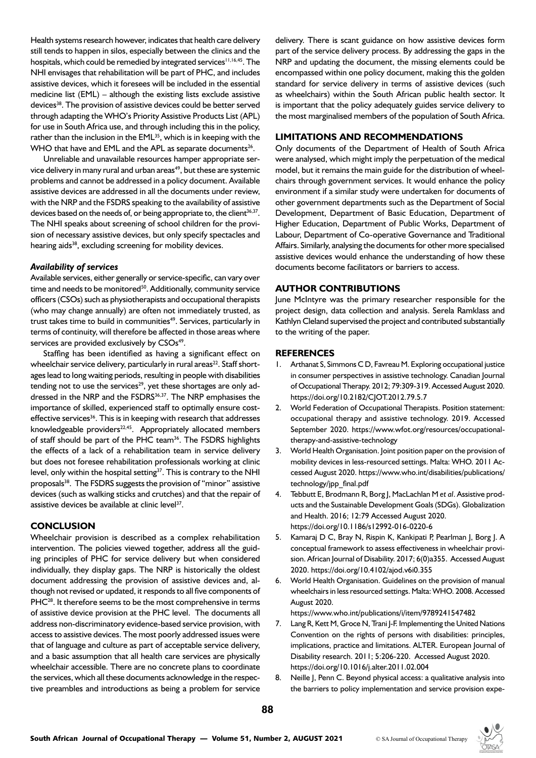Health systems research however, indicates that health care delivery still tends to happen in silos, especially between the clinics and the hospitals, which could be remedied by integrated services[11,16,45]. The NHI envisages that rehabilitation will be part of PHC, and includes assistive devices, which it foresees will be included in the essential medicine list (EML) – although the existing lists exclude assistive devices[38]. The provision of assistive devices could be better served through adapting the WHO's Priority Assistive Products List (APL) for use in South Africa use, and through including this in the policy, rather than the inclusion in the EML[35], which is in keeping with the WHO that have and EML and the APL as separate documents[26].

Unreliable and unavailable resources hamper appropriate service delivery in many rural and urban areas[49], but these are systemic problems and cannot be addressed in a policy document. Available assistive devices are addressed in all the documents under review, with the NRP and the FSDRS speaking to the availability of assistive devices based on the needs of, or being appropriate to, the client[36,37]. The NHI speaks about screening of school children for the provision of necessary assistive devices, but only specify spectacles and hearing aids[38], excluding screening for mobility devices.

### *Availability of services*

Available services, either generally or service-specific, can vary over time and needs to be monitored[50]. Additionally, community service officers (CSOs) such as physiotherapists and occupational therapists (who may change annually) are often not immediately trusted, as trust takes time to build in communities[49]. Services, particularly in terms of continuity, will therefore be affected in those areas where services are provided exclusively by CSOs[49].

Staffing has been identified as having a significant effect on wheelchair service delivery, particularly in rural areas[22]. Staff shortages lead to long waiting periods, resulting in people with disabilities tending not to use the services[29], yet these shortages are only addressed in the NRP and the FSDRS[36,37]. The NRP emphasises the importance of skilled, experienced staff to optimally ensure cost-effective services[36]. This is in keeping with research that addresses knowledgeable providers[22,45]. Appropriately allocated members of staff should be part of the PHC team[36]. The FSDRS highlights the effects of a lack of a rehabilitation team in service delivery but does not foresee rehabilitation professionals working at clinic level, only within the hospital setting[37]. This is contrary to the NHI proposals[38]. The FSDRS suggests the provision of "minor" assistive devices (such as walking sticks and crutches) and that the repair of assistive devices be available at clinic level[37].

## CONCLUSION

Wheelchair provision is described as a complex rehabilitation intervention. The policies viewed together, address all the guiding principles of PHC for service delivery but when considered individually, they display gaps. The NRP is historically the oldest document addressing the provision of assistive devices and, although not revised or updated, it responds to all five components of PHC[28]. It therefore seems to be the most comprehensive in terms of assistive device provision at the PHC level. The documents all address non-discriminatory evidence-based service provision, with access to assistive devices. The most poorly addressed issues were that of language and culture as part of acceptable service delivery, and a basic assumption that all health care services are physically wheelchair accessible. There are no concrete plans to coordinate the services, which all these documents acknowledge in the respective preambles and introductions as being a problem for service delivery. There is scant guidance on how assistive devices form part of the service delivery process. By addressing the gaps in the NRP and updating the document, the missing elements could be encompassed within one policy document, making this the golden standard for service delivery in terms of assistive devices (such as wheelchairs) within the South African public health sector. It is important that the policy adequately guides service delivery to the most marginalised members of the population of South Africa.

## LIMITATIONS AND RECOMMENDATIONS

Only documents of the Department of Health of South Africa were analysed, which might imply the perpetuation of the medical model, but it remains the main guide for the distribution of wheelchairs through government services. It would enhance the policy environment if a similar study were undertaken for documents of other government departments such as the Department of Social Development, Department of Basic Education, Department of Higher Education, Department of Public Works, Department of Labour, Department of Co-operative Governance and Traditional Affairs. Similarly, analysing the documents for other more specialised assistive devices would enhance the understanding of how these documents become facilitators or barriers to access.

## AUTHOR CONTRIBUTIONS

June McIntyre was the primary researcher responsible for the project design, data collection and analysis. Serela Ramklass and Kathlyn Cleland supervised the project and contributed substantially to the writing of the paper.

## REFERENCES

1. Arthanat S, Simmons C D, Favreau M. Exploring occupational justice in consumer perspectives in assistive technology. Canadian Journal of Occupational Therapy. 2012; 79:309-319. Accessed August 2020. https://doi.org/10.2182/CJOT.2012.79.5.7
2. World Federation of Occupational Therapists. Position statement: occupational therapy and assistive technology. 2019. Accessed September 2020. https://www.wfot.org/resources/occupational-therapy-and-assistive-technology
3. World Health Organisation. Joint position paper on the provision of mobility devices in less-resourced settings. Malta: WHO. 2011 Accessed August 2020. https://www.who.int/disabilities/publications/technology/jpp_final.pdf
4. Tebbutt E, Brodmann R, Borg J, MacLachlan M *et al*. Assistive products and the Sustainable Development Goals (SDGs). Globalization and Health. 2016; 12:79 Accessed August 2020. https://doi.org/10.1186/s12992-016-0220-6
5. Kamaraj D C, Bray N, Rispin K, Kankipati P, Pearlman J, Borg J. A conceptual framework to assess effectiveness in wheelchair provision. African Journal of Disability. 2017; 6(0)a355. Accessed August 2020. https://doi.org/10.4102/ajod.v6i0.355
6. World Health Organisation. Guidelines on the provision of manual wheelchairs in less resourced settings. Malta: WHO. 2008. Accessed August 2020. https://www.who.int/publications/i/item/9789241547482
7. Lang R, Kett M, Groce N, Trani J-F. Implementing the United Nations Convention on the rights of persons with disabilities: principles, implications, practice and limitations. ALTER. European Journal of Disability research. 2011; 5:206-220. Accessed August 2020. https://doi.org/10.1016/j.alter.2011.02.004
8. Neille J, Penn C. Beyond physical access: a qualitative analysis into the barriers to policy implementation and service provision expe-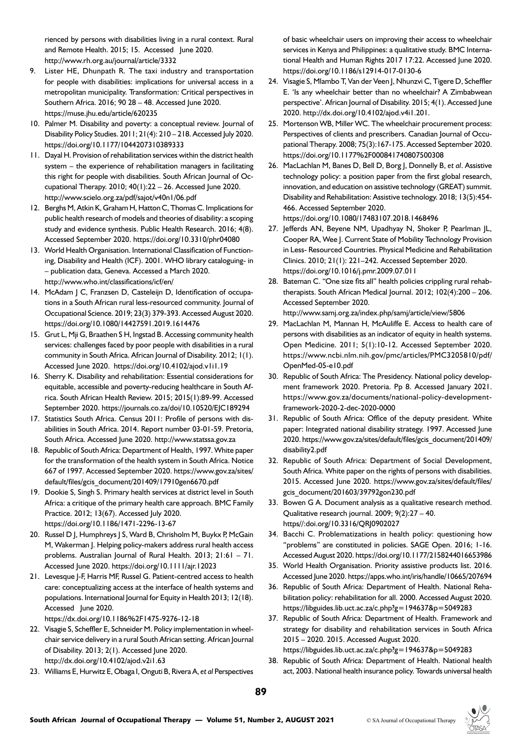rienced by persons with disabilities living in a rural context. Rural and Remote Health. 2015; 15. Accessed June 2020. http://www.rh.org.au/journal/article/3332

9. Lister HE, Dhunpath R. The taxi industry and transportation for people with disabilities: implications for universal access in a metropolitan municipality. Transformation: Critical perspectives in Southern Africa. 2016; 90 28 – 48. Accessed June 2020. https://muse.jhu.edu/article/620235
10. Palmer M. Disability and poverty: a conceptual review. Journal of Disability Policy Studies. 2011; 21(4): 210 – 218. Accessed July 2020. https://doi.org/10.1177/1044207310389333
11. Dayal H. Provision of rehabilitation services within the district health system – the experience of rehabilitation managers in facilitating this right for people with disabilities. South African Journal of Occupational Therapy. 2010; 40(1):22 – 26. Accessed June 2020. http://www.scielo.org.za/pdf/sajot/v40n1/06.pdf
12. Berghs M, Atkin K, Graham H, Hatton C, Thomas C. Implications for public health research of models and theories of disability: a scoping study and evidence synthesis. Public Health Research. 2016; 4(8). Accessed September 2020. https://doi.org/10.3310/phr04080
13. World Health Organisation. International Classification of Functioning, Disability and Health (ICF). 2001. WHO library cataloguing- in – publication data, Geneva. Accessed a March 2020. http://www.who.int/classifications/icf/en/
14. McAdam J C, Franzsen D, Casteleijn D, Identification of occupations in a South African rural less-resourced community. Journal of Occupational Science. 2019; 23(3) 379-393. Accessed August 2020. https://doi.org/10.1080/14427591.2019.1614476
15. Grut L, Mji G, Braathen S H, Ingstad B. Accessing community health services: challenges faced by poor people with disabilities in a rural community in South Africa. African Journal of Disability. 2012; 1(1). Accessed June 2020. https://doi.org/10.4102/ajod.v1i1.19
16. Sherry K. Disability and rehabilitation: Essential considerations for equitable, accessible and poverty-reducing healthcare in South Africa. South African Health Review. 2015; 2015(1):89-99. Accessed September 2020. https://journals.co.za/doi/10.10520/EJC189294
17. Statistics South Africa. Census 2011: Profile of persons with disabilities in South Africa. 2014. Report number 03-01-59. Pretoria, South Africa. Accessed June 2020. http://www.statssa.gov.za
18. Republic of South Africa: Department of Health, 1997. White paper for the transformation of the health system in South Africa. Notice 667 of 1997. Accessed September 2020. https://www.gov.za/sites/default/files/gcis_document/201409/17910gen6670.pdf
19. Dookie S, Singh S. Primary health services at district level in South Africa: a critique of the primary health care approach. BMC Family Practice. 2012; 13(67). Accessed July 2020. https://doi.org/10.1186/1471-2296-13-67
20. Russel D J, Humphreys J S, Ward B, Chrisholm M, Buykx P, McGain M, Wakerman J. Helping policy-makers address rural health access problems. Australian Journal of Rural Health. 2013; 21:61 – 71. Accessed June 2020. https://doi.org/10.1111/ajr.12023
21. Levesque J-F, Harris MF, Russel G. Patient-centred access to health care: conceptualizing access at the interface of health systems and populations. International Journal for Equity in Health 2013; 12(18). Accessed June 2020. https://dx.doi.org/10.1186%2F1475-9276-12-18
22. Visagie S, Scheffler E, Schneider M. Policy implementation in wheelchair service delivery in a rural South African setting. African Journal of Disability. 2013; 2(1). Accessed June 2020. http://dx.doi.org/10.4102/ajod.v2i1.63
23. Williams E, Hurwitz E, Obaga I, Onguti B, Rivera A, *et al* Perspectives of basic wheelchair users on improving their access to wheelchair services in Kenya and Philippines: a qualitative study. BMC International Health and Human Rights 2017 17:22. Accessed June 2020. https://doi.org/10.1186/s12914-017-0130-6
24. Visagie S, Mlambo T, Van der Veen J, Nhunzvi C, Tigere D, Scheffler E. 'Is any wheelchair better than no wheelchair? A Zimbabwean perspective'. African Journal of Disability. 2015; 4(1). Accessed June 2020. http://dx.doi.org/10.4102/ajod.v4i1.201.
25. Mortenson WB, Miller WC. The wheelchair procurement process: Perspectives of clients and prescribers. Canadian Journal of Occupational Therapy. 2008; 75(3):167-175. Accessed September 2020. https://doi.org/10.1177%2F000841740807500308
26. MacLachlan M, Banes D, Bell D, Borg J, Donnelly B, *et al*. Assistive technology policy: a position paper from the first global research, innovation, and education on assistive technology (GREAT) summit. Disability and Rehabilitation: Assistive technology. 2018; 13(5):454-466. Accessed September 2020. https://doi.org/10.1080/17483107.2018.1468496
27. Jefferds AN, Beyene NM, Upadhyay N, Shoker P, Pearlman JL, Cooper RA, Wee J. Current State of Mobility Technology Provision in Less- Resourced Countries. Physical Medicine and Rehabilitation Clinics. 2010; 21(1): 221–242. Accessed September 2020. https://doi.org/10.1016/j.pmr.2009.07.011
28. Bateman C. "One size fits all" health policies crippling rural rehab-therapists. South African Medical Journal. 2012; 102(4):200 – 206. Accessed September 2020. http://www.samj.org.za/index.php/samj/article/view/5806
29. MacLachlan M, Mannan H, McAuliffe E. Access to health care of persons with disabilities as an indicator of equity in health systems. Open Medicine. 2011; 5(1):10-12. Accessed September 2020. https://www.ncbi.nlm.nih.gov/pmc/articles/PMC3205810/pdf/OpenMed-05-e10.pdf
30. Republic of South Africa: The Presidency. National policy development framework 2020. Pretoria. Pp 8. Accessed January 2021. https://www.gov.za/documents/national-policy-development-framework-2020-2-dec-2020-0000
31. Republic of South Africa: Office of the deputy president. White paper: Integrated national disability strategy. 1997. Accessed June 2020. https://www.gov.za/sites/default/files/gcis_document/201409/disability2.pdf
32. Republic of South Africa: Department of Social Development, South Africa. White paper on the rights of persons with disabilities. 2015. Accessed June 2020. https://www.gov.za/sites/default/files/gcis_document/201603/39792gon230.pdf
33. Bowen G A. Document analysis as a qualitative research method. Qualitative research journal. 2009; 9(2):27 – 40. https//:doi.org/10.3316/QRJ0902027
34. Bacchi C. Problematizations in health policy: questioning how "problems" are constituted in policies. SAGE Open. 2016; 1-16. Accessed August 2020. https://doi.org/10.1177/2158244016653986
35. World Health Organisation. Priority assistive products list. 2016. Accessed June 2020. https://apps.who.int/iris/handle/10665/207694
36. Republic of South Africa: Department of Health. National Rehabilitation policy: rehabilitation for all. 2000. Accessed August 2020. https://libguides.lib.uct.ac.za/c.php?g=194637&p=5049283
37. Republic of South Africa: Department of Health. Framework and strategy for disability and rehabilitation services in South Africa 2015 – 2020. 2015. Accessed August 2020. https://libguides.lib.uct.ac.za/c.php?g=194637&p=5049283
38. Republic of South Africa: Department of Health. National health act, 2003. National health insurance policy. Towards universal health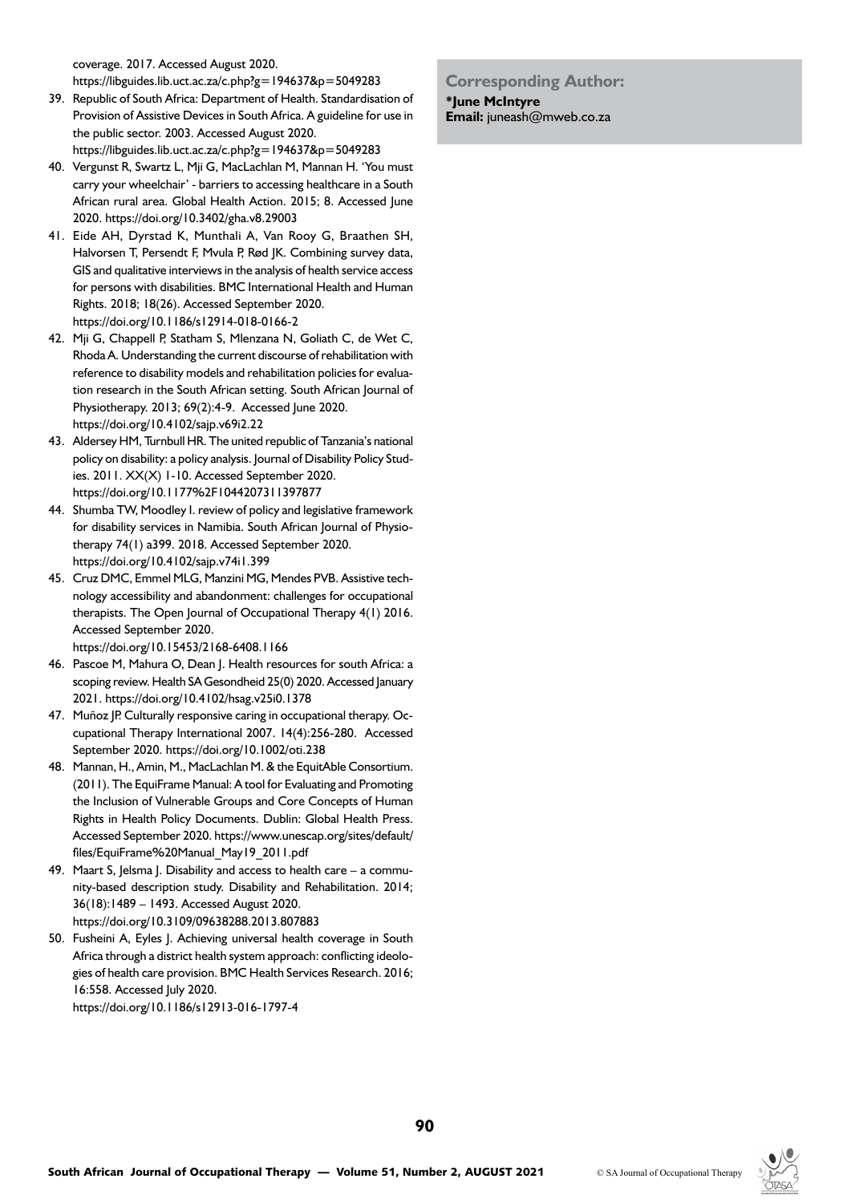coverage. 2017. Accessed August 2020. https://libguides.lib.uct.ac.za/c.php?g=194637&p=5049283

39. Republic of South Africa: Department of Health. Standardisation of Provision of Assistive Devices in South Africa. A guideline for use in the public sector. 2003. Accessed August 2020. https://libguides.lib.uct.ac.za/c.php?g=194637&p=5049283
40. Vergunst R, Swartz L, Mji G, MacLachlan M, Mannan H. 'You must carry your wheelchair' - barriers to accessing healthcare in a South African rural area. Global Health Action. 2015; 8. Accessed June 2020. https://doi.org/10.3402/gha.v8.29003
41. Eide AH, Dyrstad K, Munthali A, Van Rooy G, Braathen SH, Halvorsen T, Persendt F, Mvula P, Rød JK. Combining survey data, GIS and qualitative interviews in the analysis of health service access for persons with disabilities. BMC International Health and Human Rights. 2018; 18(26). Accessed September 2020. https://doi.org/10.1186/s12914-018-0166-2
42. Mji G, Chappell P, Statham S, Mlenzana N, Goliath C, de Wet C, Rhoda A. Understanding the current discourse of rehabilitation with reference to disability models and rehabilitation policies for evaluation research in the South African setting. South African Journal of Physiotherapy. 2013; 69(2):4-9. Accessed June 2020. https://doi.org/10.4102/sajp.v69i2.22
43. Aldersey HM, Turnbull HR. The united republic of Tanzania's national policy on disability: a policy analysis. Journal of Disability Policy Studies. 2011. XX(X) 1-10. Accessed September 2020. https://doi.org/10.1177%2F1044207311397877
44. Shumba TW, Moodley I. review of policy and legislative framework for disability services in Namibia. South African Journal of Physiotherapy 74(1) a399. 2018. Accessed September 2020. https://doi.org/10.4102/sajp.v74i1.399
45. Cruz DMC, Emmel MLG, Manzini MG, Mendes PVB. Assistive technology accessibility and abandonment: challenges for occupational therapists. The Open Journal of Occupational Therapy 4(1) 2016. Accessed September 2020. https://doi.org/10.15453/2168-6408.1166
46. Pascoe M, Mahura O, Dean J. Health resources for south Africa: a scoping review. Health SA Gesondheid 25(0) 2020. Accessed January 2021. https://doi.org/10.4102/hsag.v25i0.1378
47. Muñoz JP. Culturally responsive caring in occupational therapy. Occupational Therapy International 2007. 14(4):256-280. Accessed September 2020. https://doi.org/10.1002/oti.238
48. Mannan, H., Amin, M., MacLachlan M. & the EquitAble Consortium. (2011). The EquiFrame Manual: A tool for Evaluating and Promoting the Inclusion of Vulnerable Groups and Core Concepts of Human Rights in Health Policy Documents. Dublin: Global Health Press. Accessed September 2020. https://www.unescap.org/sites/default/files/EquiFrame%20Manual_May19_2011.pdf
49. Maart S, Jelsma J. Disability and access to health care – a community-based description study. Disability and Rehabilitation. 2014; 36(18):1489 – 1493. Accessed August 2020. https://doi.org/10.3109/09638288.2013.807883
50. Fusheini A, Eyles J. Achieving universal health coverage in South Africa through a district health system approach: conflicting ideologies of health care provision. BMC Health Services Research. 2016; 16:558. Accessed July 2020. https://doi.org/10.1186/s12913-016-1797-4

**Corresponding Author:**
**\*June McIntyre**
**Email:** juneash@mweb.co.za